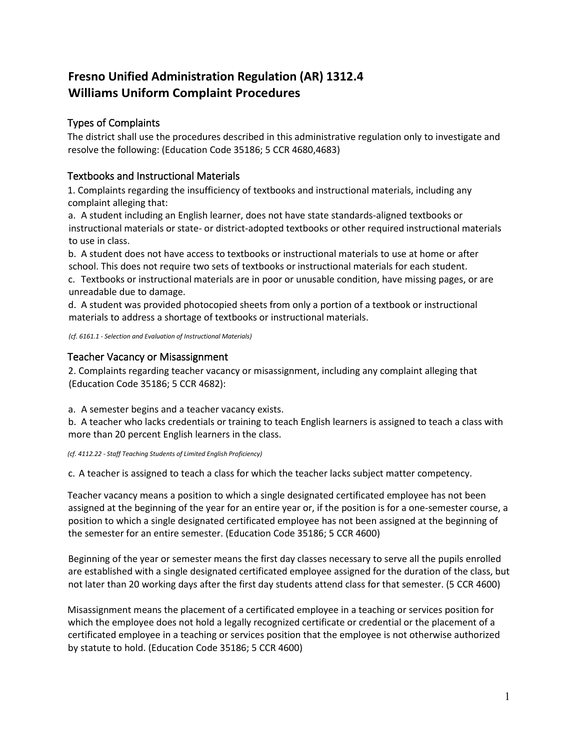# Fresno Unified Administration Regulation (AR) 1312.4
# Williams Uniform Complaint Procedures

## Types of Complaints

The district shall use the procedures described in this administrative regulation only to investigate and resolve the following: (Education Code 35186; 5 CCR 4680,4683)

## Textbooks and Instructional Materials

1. Complaints regarding the insufficiency of textbooks and instructional materials, including any complaint alleging that:

a. A student including an English learner, does not have state standards-aligned textbooks or instructional materials or state- or district-adopted textbooks or other required instructional materials to use in class.

b. A student does not have access to textbooks or instructional materials to use at home or after school. This does not require two sets of textbooks or instructional materials for each student.

c. Textbooks or instructional materials are in poor or unusable condition, have missing pages, or are unreadable due to damage.

d. A student was provided photocopied sheets from only a portion of a textbook or instructional materials to address a shortage of textbooks or instructional materials.

*(cf. 6161.1 - Selection and Evaluation of Instructional Materials)*

## Teacher Vacancy or Misassignment

2. Complaints regarding teacher vacancy or misassignment, including any complaint alleging that (Education Code 35186; 5 CCR 4682):

a. A semester begins and a teacher vacancy exists.

b. A teacher who lacks credentials or training to teach English learners is assigned to teach a class with more than 20 percent English learners in the class.

*(cf. 4112.22 - Staff Teaching Students of Limited English Proficiency)*

c. A teacher is assigned to teach a class for which the teacher lacks subject matter competency.

Teacher vacancy means a position to which a single designated certificated employee has not been assigned at the beginning of the year for an entire year or, if the position is for a one-semester course, a position to which a single designated certificated employee has not been assigned at the beginning of the semester for an entire semester. (Education Code 35186; 5 CCR 4600)

Beginning of the year or semester means the first day classes necessary to serve all the pupils enrolled are established with a single designated certificated employee assigned for the duration of the class, but not later than 20 working days after the first day students attend class for that semester. (5 CCR 4600)

Misassignment means the placement of a certificated employee in a teaching or services position for which the employee does not hold a legally recognized certificate or credential or the placement of a certificated employee in a teaching or services position that the employee is not otherwise authorized by statute to hold. (Education Code 35186; 5 CCR 4600)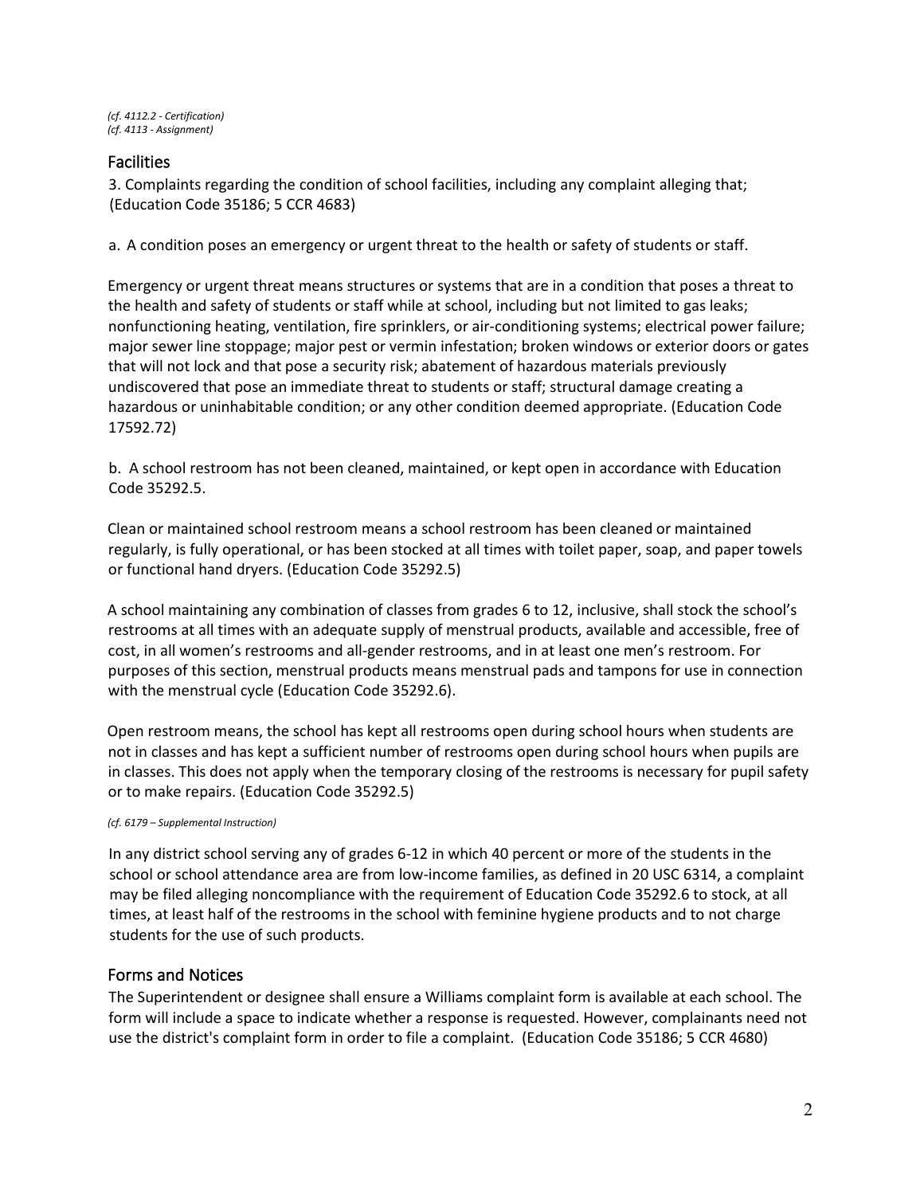*(cf. 4112.2 - Certification)*
*(cf. 4113 - Assignment)*

## Facilities

3. Complaints regarding the condition of school facilities, including any complaint alleging that; (Education Code 35186; 5 CCR 4683)

a. A condition poses an emergency or urgent threat to the health or safety of students or staff.

Emergency or urgent threat means structures or systems that are in a condition that poses a threat to the health and safety of students or staff while at school, including but not limited to gas leaks; nonfunctioning heating, ventilation, fire sprinklers, or air-conditioning systems; electrical power failure; major sewer line stoppage; major pest or vermin infestation; broken windows or exterior doors or gates that will not lock and that pose a security risk; abatement of hazardous materials previously undiscovered that pose an immediate threat to students or staff; structural damage creating a hazardous or uninhabitable condition; or any other condition deemed appropriate. (Education Code 17592.72)

b. A school restroom has not been cleaned, maintained, or kept open in accordance with Education Code 35292.5.

Clean or maintained school restroom means a school restroom has been cleaned or maintained regularly, is fully operational, or has been stocked at all times with toilet paper, soap, and paper towels or functional hand dryers. (Education Code 35292.5)

A school maintaining any combination of classes from grades 6 to 12, inclusive, shall stock the school's restrooms at all times with an adequate supply of menstrual products, available and accessible, free of cost, in all women's restrooms and all-gender restrooms, and in at least one men's restroom. For purposes of this section, menstrual products means menstrual pads and tampons for use in connection with the menstrual cycle (Education Code 35292.6).

Open restroom means, the school has kept all restrooms open during school hours when students are not in classes and has kept a sufficient number of restrooms open during school hours when pupils are in classes. This does not apply when the temporary closing of the restrooms is necessary for pupil safety or to make repairs. (Education Code 35292.5)

*(cf. 6179 – Supplemental Instruction)*

In any district school serving any of grades 6-12 in which 40 percent or more of the students in the school or school attendance area are from low-income families, as defined in 20 USC 6314, a complaint may be filed alleging noncompliance with the requirement of Education Code 35292.6 to stock, at all times, at least half of the restrooms in the school with feminine hygiene products and to not charge students for the use of such products.

## Forms and Notices

The Superintendent or designee shall ensure a Williams complaint form is available at each school. The form will include a space to indicate whether a response is requested. However, complainants need not use the district's complaint form in order to file a complaint. (Education Code 35186; 5 CCR 4680)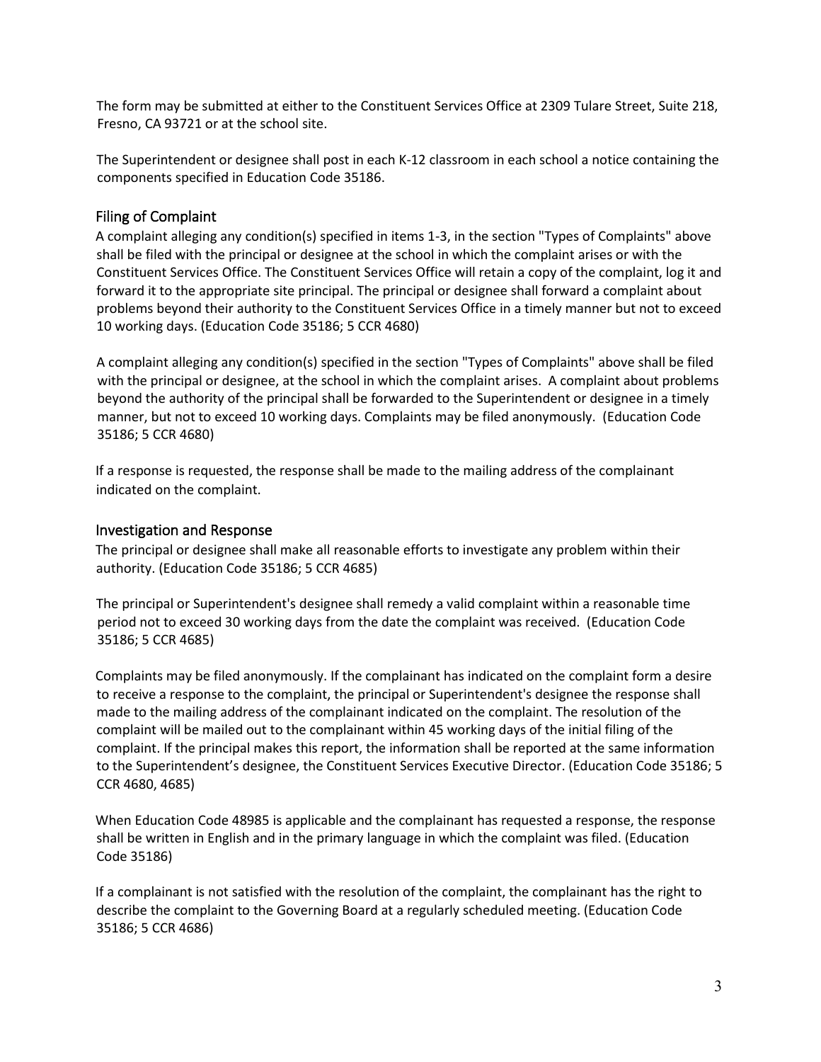The form may be submitted at either to the Constituent Services Office at 2309 Tulare Street, Suite 218, Fresno, CA 93721 or at the school site.

The Superintendent or designee shall post in each K-12 classroom in each school a notice containing the components specified in Education Code 35186.

## Filing of Complaint

A complaint alleging any condition(s) specified in items 1-3, in the section "Types of Complaints" above shall be filed with the principal or designee at the school in which the complaint arises or with the Constituent Services Office. The Constituent Services Office will retain a copy of the complaint, log it and forward it to the appropriate site principal. The principal or designee shall forward a complaint about problems beyond their authority to the Constituent Services Office in a timely manner but not to exceed 10 working days. (Education Code 35186; 5 CCR 4680)

A complaint alleging any condition(s) specified in the section "Types of Complaints" above shall be filed with the principal or designee, at the school in which the complaint arises. A complaint about problems beyond the authority of the principal shall be forwarded to the Superintendent or designee in a timely manner, but not to exceed 10 working days. Complaints may be filed anonymously. (Education Code 35186; 5 CCR 4680)

If a response is requested, the response shall be made to the mailing address of the complainant indicated on the complaint.

## Investigation and Response

The principal or designee shall make all reasonable efforts to investigate any problem within their authority. (Education Code 35186; 5 CCR 4685)

The principal or Superintendent's designee shall remedy a valid complaint within a reasonable time period not to exceed 30 working days from the date the complaint was received. (Education Code 35186; 5 CCR 4685)

Complaints may be filed anonymously. If the complainant has indicated on the complaint form a desire to receive a response to the complaint, the principal or Superintendent's designee the response shall made to the mailing address of the complainant indicated on the complaint. The resolution of the complaint will be mailed out to the complainant within 45 working days of the initial filing of the complaint. If the principal makes this report, the information shall be reported at the same information to the Superintendent's designee, the Constituent Services Executive Director. (Education Code 35186; 5 CCR 4680, 4685)

When Education Code 48985 is applicable and the complainant has requested a response, the response shall be written in English and in the primary language in which the complaint was filed. (Education Code 35186)

If a complainant is not satisfied with the resolution of the complaint, the complainant has the right to describe the complaint to the Governing Board at a regularly scheduled meeting. (Education Code 35186; 5 CCR 4686)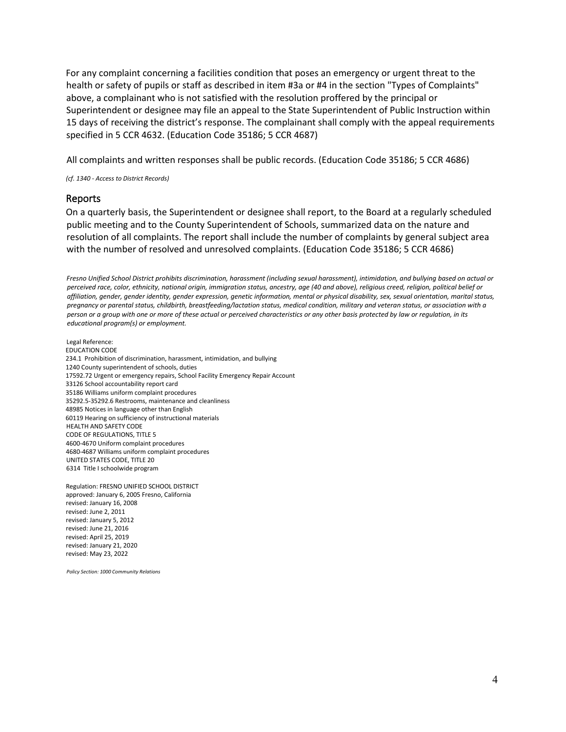For any complaint concerning a facilities condition that poses an emergency or urgent threat to the health or safety of pupils or staff as described in item #3a or #4 in the section "Types of Complaints" above, a complainant who is not satisfied with the resolution proffered by the principal or Superintendent or designee may file an appeal to the State Superintendent of Public Instruction within 15 days of receiving the district's response. The complainant shall comply with the appeal requirements specified in 5 CCR 4632. (Education Code 35186; 5 CCR 4687)

All complaints and written responses shall be public records. (Education Code 35186; 5 CCR 4686)

*(cf. 1340 - Access to District Records)*

## Reports

On a quarterly basis, the Superintendent or designee shall report, to the Board at a regularly scheduled public meeting and to the County Superintendent of Schools, summarized data on the nature and resolution of all complaints. The report shall include the number of complaints by general subject area with the number of resolved and unresolved complaints. (Education Code 35186; 5 CCR 4686)

*Fresno Unified School District prohibits discrimination, harassment (including sexual harassment), intimidation, and bullying based on actual or perceived race, color, ethnicity, national origin, immigration status, ancestry, age (40 and above), religious creed, religion, political belief or affiliation, gender, gender identity, gender expression, genetic information, mental or physical disability, sex, sexual orientation, marital status, pregnancy or parental status, childbirth, breastfeeding/lactation status, medical condition, military and veteran status, or association with a person or a group with one or more of these actual or perceived characteristics or any other basis protected by law or regulation, in its educational program(s) or employment.*

Legal Reference:
EDUCATION CODE
234.1 Prohibition of discrimination, harassment, intimidation, and bullying
1240 County superintendent of schools, duties
17592.72 Urgent or emergency repairs, School Facility Emergency Repair Account
33126 School accountability report card
35186 Williams uniform complaint procedures
35292.5-35292.6 Restrooms, maintenance and cleanliness
48985 Notices in language other than English
60119 Hearing on sufficiency of instructional materials
HEALTH AND SAFETY CODE
CODE OF REGULATIONS, TITLE 5
4600-4670 Uniform complaint procedures
4680-4687 Williams uniform complaint procedures
UNITED STATES CODE, TITLE 20
6314 Title I schoolwide program

Regulation: FRESNO UNIFIED SCHOOL DISTRICT
approved: January 6, 2005 Fresno, California
revised: January 16, 2008
revised: June 2, 2011
revised: January 5, 2012
revised: June 21, 2016
revised: April 25, 2019
revised: January 21, 2020
revised: May 23, 2022

*Policy Section: 1000 Community Relations*